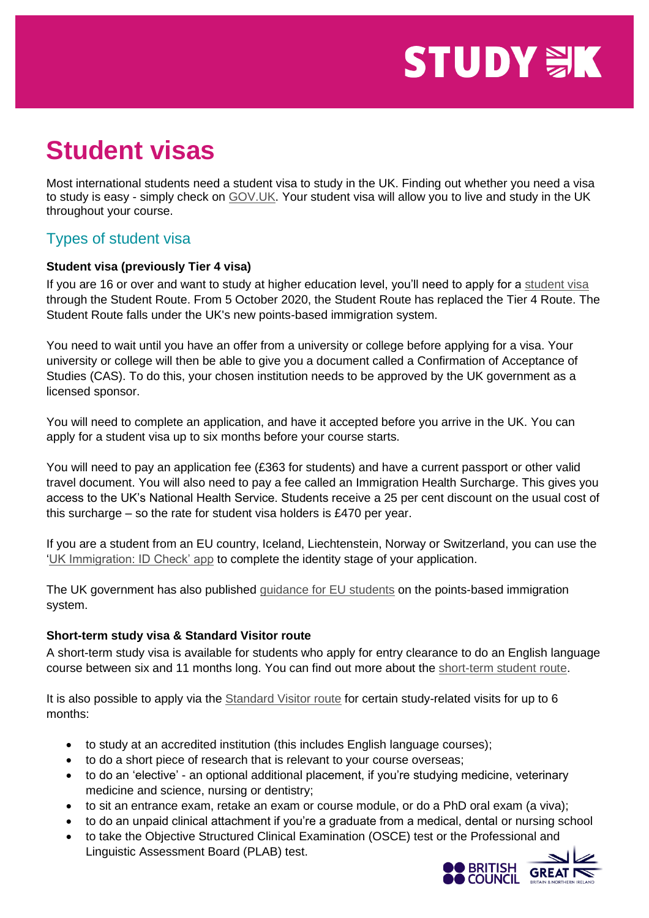# Student visas

Most international students need a student visa to study in the UK. Finding out whether you need a visa to study is easy - simply check on GOV.UK. Your student visa will allow you to live and study in the UK throughout your course.

## Types of student visa

**Student visa (previously Tier 4 visa)**

If you are 16 or over and want to study at higher education level, you'll need to apply for a student visa through the Student Route. From 5 October 2020, the Student Route has replaced the Tier 4 Route. The Student Route falls under the UK's new points-based immigration system.

You need to wait until you have an offer from a university or college before applying for a visa. Your university or college will then be able to give you a document called a Confirmation of Acceptance of Studies (CAS). To do this, your chosen institution needs to be approved by the UK government as a licensed sponsor.

You will need to complete an application, and have it accepted before you arrive in the UK. You can apply for a student visa up to six months before your course starts.

You will need to pay an application fee (£363 for students) and have a current passport or other valid travel document. You will also need to pay a fee called an Immigration Health Surcharge. This gives you access to the UK's National Health Service. Students receive a 25 per cent discount on the usual cost of this surcharge – so the rate for student visa holders is £470 per year.

If you are a student from an EU country, Iceland, Liechtenstein, Norway or Switzerland, you can use the 'UK Immigration: ID Check' app to complete the identity stage of your application.

The UK government has also published guidance for EU students on the points-based immigration system.

**Short-term study visa & Standard Visitor route**

A short-term study visa is available for students who apply for entry clearance to do an English language course between six and 11 months long. You can find out more about the short-term student route.

It is also possible to apply via the Standard Visitor route for certain study-related visits for up to 6 months:

- to study at an accredited institution (this includes English language courses);
- to do a short piece of research that is relevant to your course overseas;
- to do an 'elective' - an optional additional placement, if you're studying medicine, veterinary medicine and science, nursing or dentistry;
- to sit an entrance exam, retake an exam or course module, or do a PhD oral exam (a viva);
- to do an unpaid clinical attachment if you're a graduate from a medical, dental or nursing school
- to take the Objective Structured Clinical Examination (OSCE) test or the Professional and Linguistic Assessment Board (PLAB) test.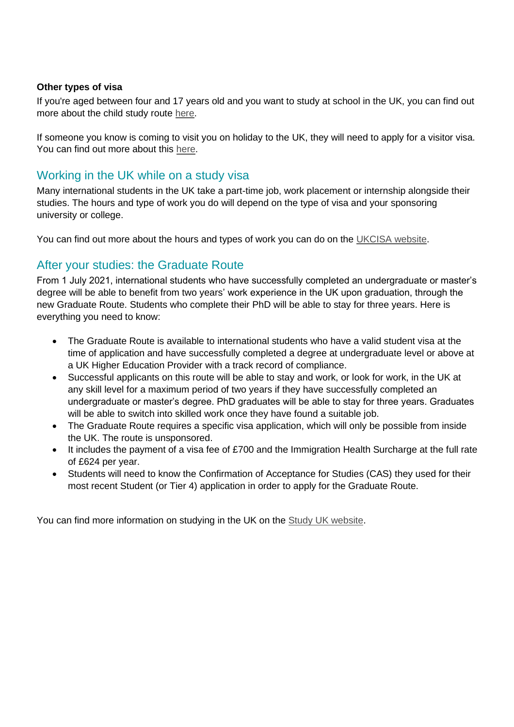**Other types of visa**

If you're aged between four and 17 years old and you want to study at school in the UK, you can find out more about the child study route here.

If someone you know is coming to visit you on holiday to the UK, they will need to apply for a visitor visa. You can find out more about this here.

## Working in the UK while on a study visa

Many international students in the UK take a part-time job, work placement or internship alongside their studies. The hours and type of work you do will depend on the type of visa and your sponsoring university or college.

You can find out more about the hours and types of work you can do on the UKCISA website.

## After your studies: the Graduate Route

From 1 July 2021, international students who have successfully completed an undergraduate or master's degree will be able to benefit from two years' work experience in the UK upon graduation, through the new Graduate Route. Students who complete their PhD will be able to stay for three years. Here is everything you need to know:

- The Graduate Route is available to international students who have a valid student visa at the time of application and have successfully completed a degree at undergraduate level or above at a UK Higher Education Provider with a track record of compliance.
- Successful applicants on this route will be able to stay and work, or look for work, in the UK at any skill level for a maximum period of two years if they have successfully completed an undergraduate or master's degree. PhD graduates will be able to stay for three years. Graduates will be able to switch into skilled work once they have found a suitable job.
- The Graduate Route requires a specific visa application, which will only be possible from inside the UK. The route is unsponsored.
- It includes the payment of a visa fee of £700 and the Immigration Health Surcharge at the full rate of £624 per year.
- Students will need to know the Confirmation of Acceptance for Studies (CAS) they used for their most recent Student (or Tier 4) application in order to apply for the Graduate Route.

You can find more information on studying in the UK on the Study UK website.